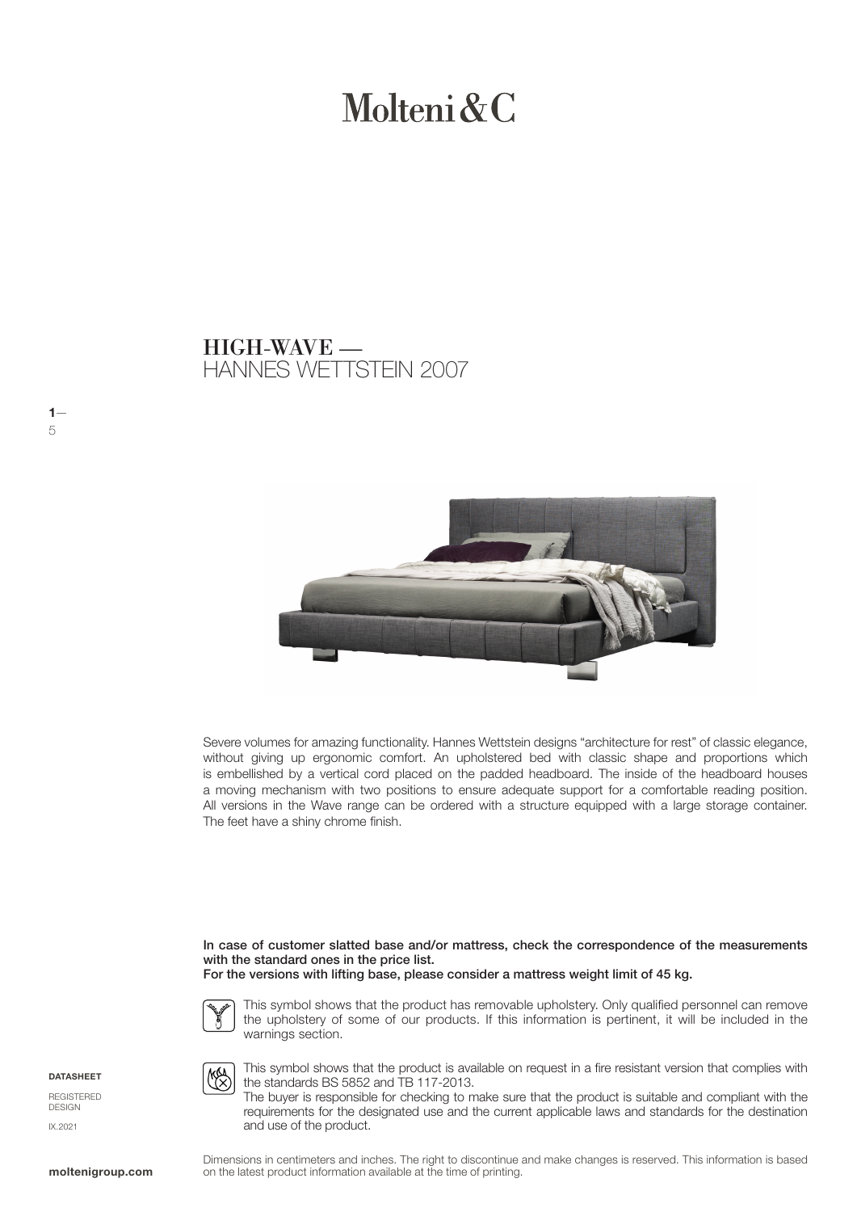# Molteni&C

## HIGH-WAVE —
HANNES WETTSTEIN 2007

Severe volumes for amazing functionality. Hannes Wettstein designs "architecture for rest" of classic elegance, without giving up ergonomic comfort. An upholstered bed with classic shape and proportions which is embellished by a vertical cord placed on the padded headboard. The inside of the headboard houses a moving mechanism with two positions to ensure adequate support for a comfortable reading position. All versions in the Wave range can be ordered with a structure equipped with a large storage container. The feet have a shiny chrome finish.

**In case of customer slatted base and/or mattress, check the correspondence of the measurements with the standard ones in the price list.**
**For the versions with lifting base, please consider a mattress weight limit of 45 kg.**

This symbol shows that the product has removable upholstery. Only qualified personnel can remove the upholstery of some of our products. If this information is pertinent, it will be included in the warnings section.

This symbol shows that the product is available on request in a fire resistant version that complies with the standards BS 5852 and TB 117-2013.
The buyer is responsible for checking to make sure that the product is suitable and compliant with the requirements for the designated use and the current applicable laws and standards for the destination and use of the product.

**DATASHEET**

REGISTERED DESIGN

IX.2021

Dimensions in centimeters and inches. The right to discontinue and make changes is reserved. This information is based on the latest product information available at the time of printing.

**moltenigroup.com**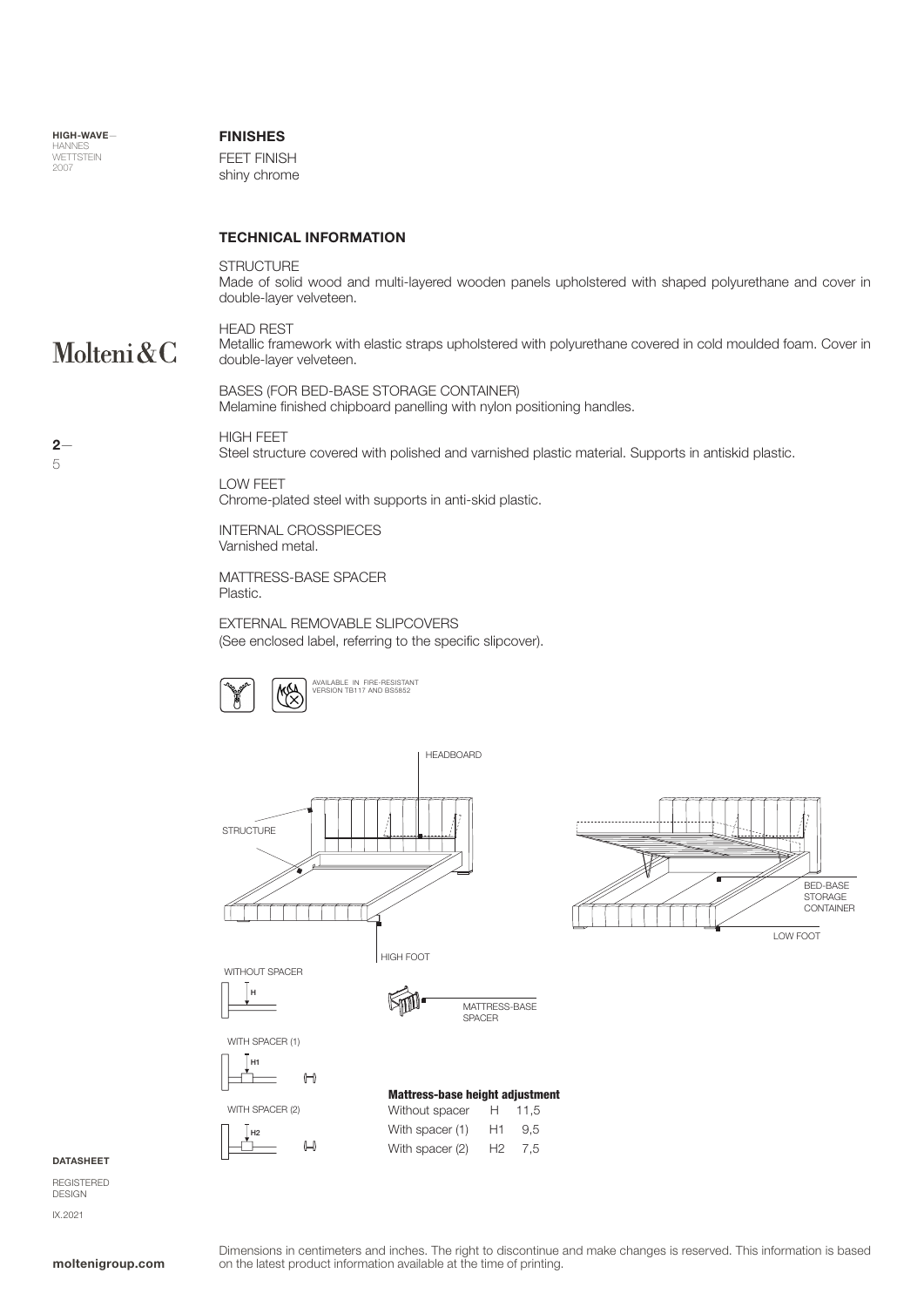## FINISHES

FEET FINISH
shiny chrome

## TECHNICAL INFORMATION

STRUCTURE
Made of solid wood and multi-layered wooden panels upholstered with shaped polyurethane and cover in double-layer velveteen.

HEAD REST
Metallic framework with elastic straps upholstered with polyurethane covered in cold moulded foam. Cover in double-layer velveteen.

BASES (FOR BED-BASE STORAGE CONTAINER)
Melamine finished chipboard panelling with nylon positioning handles.

HIGH FEET
Steel structure covered with polished and varnished plastic material. Supports in antiskid plastic.

LOW FEET
Chrome-plated steel with supports in anti-skid plastic.

INTERNAL CROSSPIECES
Varnished metal.

MATTRESS-BASE SPACER
Plastic.

EXTERNAL REMOVABLE SLIPCOVERS
(See enclosed label, referring to the specific slipcover).

AVAILABLE IN FIRE-RESISTANT VERSION TB117 AND BS5852

HEADBOARD

STRUCTURE

HIGH FOOT

BED-BASE STORAGE CONTAINER

LOW FOOT

WITHOUT SPACER

MATTRESS-BASE SPACER

WITH SPACER (1)

WITH SPACER (2)

**Mattress-base height adjustment**

| | | |
|---|---|---|
| Without spacer | H | 11,5 |
| With spacer (1) | H1 | 9,5 |
| With spacer (2) | H2 | 7,5 |

Dimensions in centimeters and inches. The right to discontinue and make changes is reserved. This information is based on the latest product information available at the time of printing.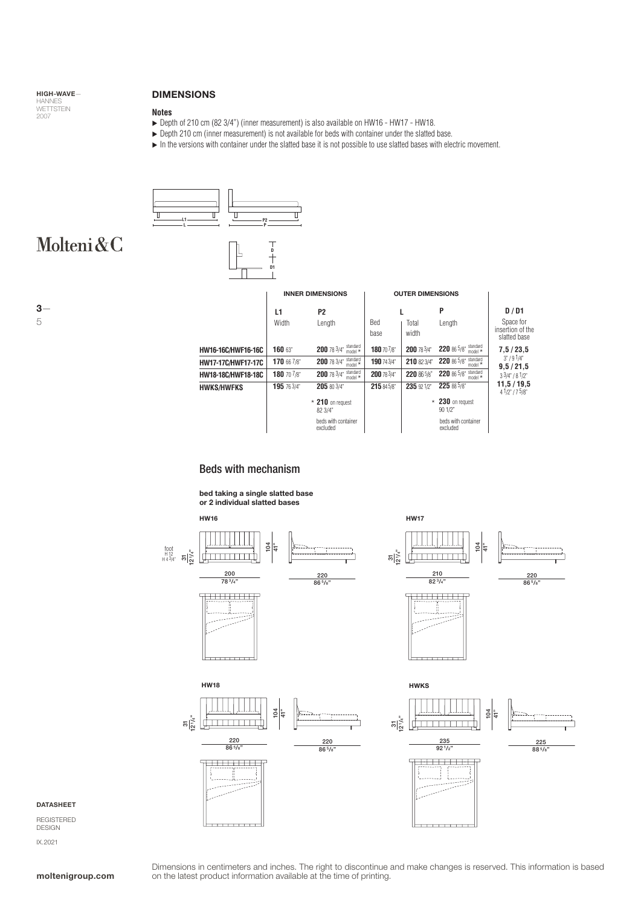**HIGH-WAVE**— HANNES WETTSTEIN 2007

Molteni&C

## DIMENSIONS

### Notes

- ▶ Depth of 210 cm (82 3/4") (inner measurement) is also available on HW16 - HW17 - HW18.
- ▶ Depth 210 cm (inner measurement) is not available for beds with container under the slatted base.
- ▶ In the versions with container under the slatted base it is not possible to use slatted bases with electric movement.

| | INNER DIMENSIONS | | OUTER DIMENSIONS | | | |
|---|---|---|---|---|---|---|
| | L1 Width | P2 Length | L Bed base | Total width | P Length | D / D1 Space for insertion of the slatted base |
| HW16-16C/HWF16-16C | **160** 63" | **200** 78 3/4" standard model * | **180** 70 7/8" | **200** 78 3/4" | **220** 86 5/8" standard model * | **7,5 / 23,5** 3" / 9 1/4" |
| HW17-17C/HWF17-17C | **170** 66 7/8" | **200** 78 3/4" standard model * | **190** 74 3/4" | **210** 82 3/4" | **220** 86 5/8" standard model * | **9,5 / 21,5** 3 3/4" / 8 1/2" |
| HW18-18C/HWF18-18C | **180** 70 7/8" | **200** 78 3/4" standard model * | **200** 78 3/4" | **220** 86 5/8" | **220** 86 5/8" standard model * | **11,5 / 19,5** 4 1/2" / 7 5/8" |
| HWKS/HWFKS | **195** 76 3/4" | **205** 80 3/4" | **215** 84 5/8" | **235** 92 1/2" | **225** 88 5/8" | |
| | | * **210** on request 82 3/4" beds with container excluded | | | * **230** on request 90 1/2" beds with container excluded | |

## Beds with mechanism

**bed taking a single slatted base or 2 individual slatted bases**

**HW16**

foot H 12 H 4 3/4"

31 / 12 1/4" — 104 / 41" — 200 / 78 3/4" — 220 / 86 5/8"

**HW17**

31 / 12 1/4" — 104 / 41" — 210 / 82 3/4" — 220 / 86 5/8"

**HW18**

31 / 12 1/4" — 104 / 41" — 220 / 86 5/8" — 220 / 86 5/8"

**HWKS**

31 / 12 1/4" — 104 / 41" — 235 / 92 1/2" — 225 / 88 5/8"

**DATASHEET**

REGISTERED DESIGN

IX.2021

**moltenigroup.com**

Dimensions in centimeters and inches. The right to discontinue and make changes is reserved. This information is based on the latest product information available at the time of printing.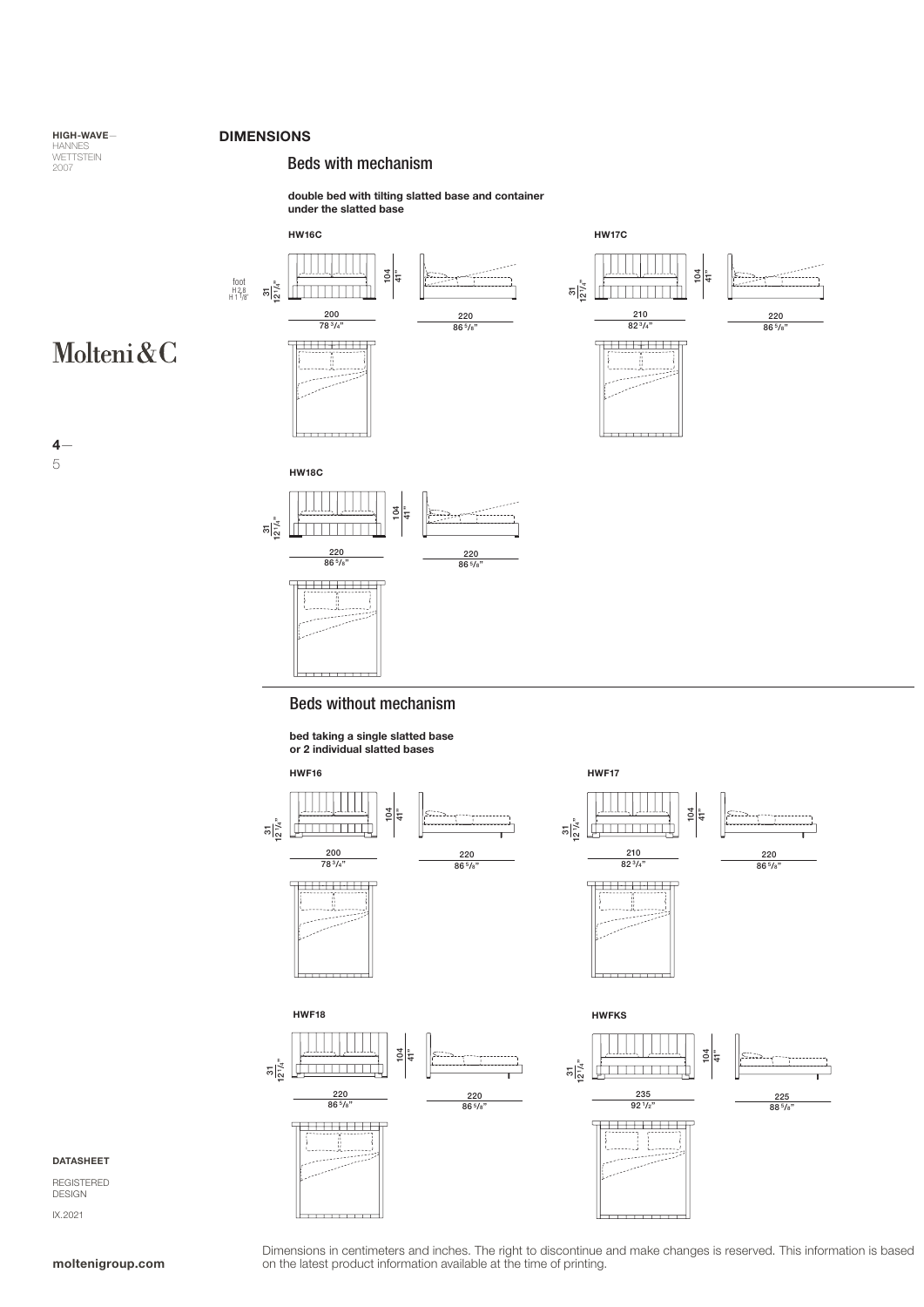**HIGH-WAVE**—
HANNES
WETTSTEIN
2007

Molteni&C

## DIMENSIONS

### Beds with mechanism

**double bed with tilting slatted base and container under the slatted base**

**HW16C**

foot H 2,8 H 1 1/8"

31 / 12 1/4"

104 / 41"

200 / 78 3/4"

220 / 86 5/8"

**HW17C**

31 / 12 1/4"

104 / 41"

210 / 82 3/4"

220 / 86 5/8"

**HW18C**

31 / 12 1/4"

104 / 41"

220 / 86 5/8"

220 / 86 5/8"

### Beds without mechanism

**bed taking a single slatted base or 2 individual slatted bases**

**HWF16**

31 / 12 1/4"

104 / 41"

200 / 78 3/4"

220 / 86 5/8"

**HWF17**

31 / 12 1/4"

104 / 41"

210 / 82 3/4"

220 / 86 5/8"

**HWF18**

31 / 12 1/4"

104 / 41"

220 / 86 5/8"

220 / 86 5/8"

**HWFKS**

31 / 12 1/4"

104 / 41"

235 / 92 1/2"

225 / 88 5/8"

**DATASHEET**

REGISTERED DESIGN

IX.2021

**moltenigroup.com**

Dimensions in centimeters and inches. The right to discontinue and make changes is reserved. This information is based on the latest product information available at the time of printing.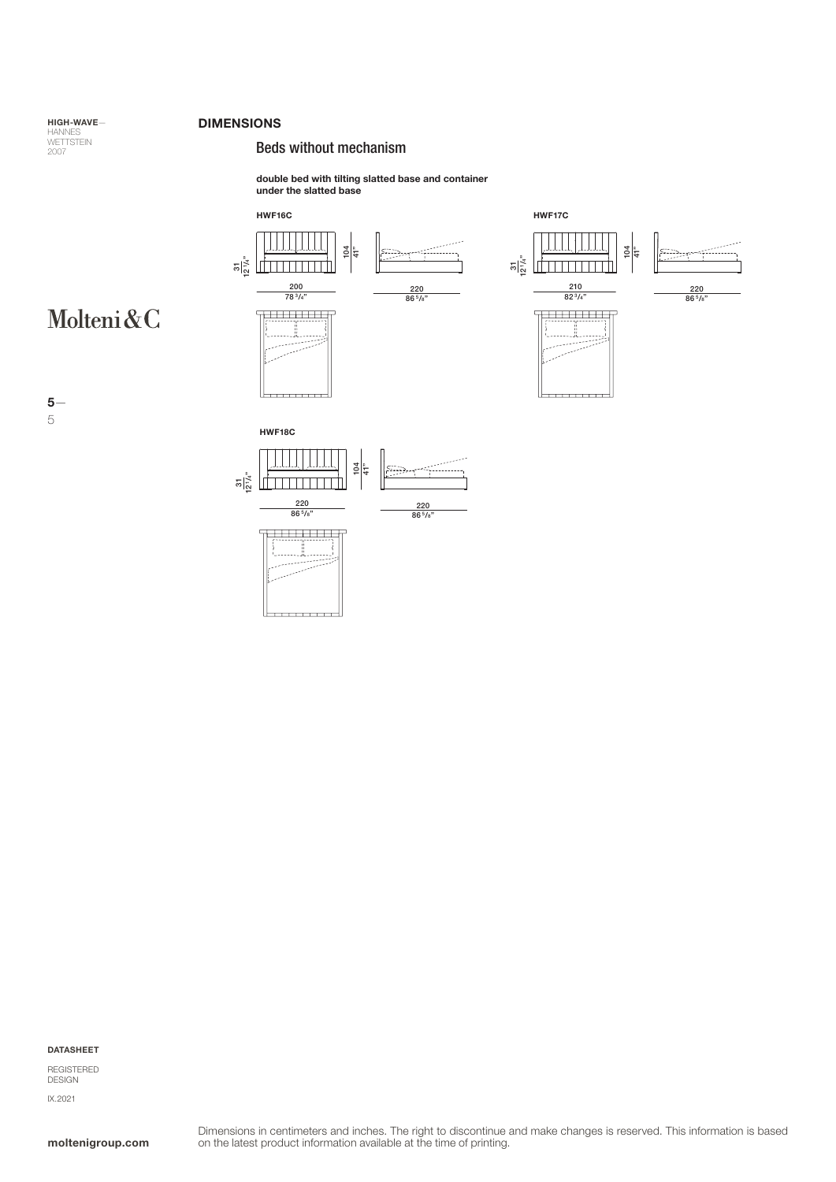**HIGH-WAVE—**
HANNES
WETTSTEIN
2007

## DIMENSIONS

### Beds without mechanism

**double bed with tilting slatted base and container under the slatted base**

**HWF16C**

31
12 1/4"

104
41"

200
78 3/4"

220
86 5/8"

**HWF17C**

31
12 1/4"

104
41"

210
82 3/4"

220
86 5/8"

**HWF18C**

31
12 1/4"

104
41"

220
86 5/8"

220
86 5/8"

**DATASHEET**

REGISTERED
DESIGN

IX.2021

**moltenigroup.com**

Dimensions in centimeters and inches. The right to discontinue and make changes is reserved. This information is based on the latest product information available at the time of printing.